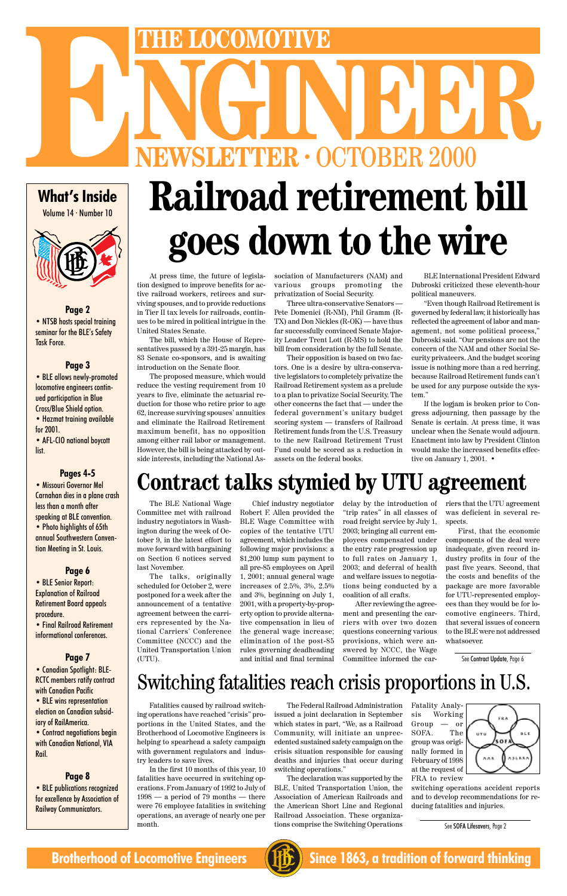# THE LOCOMOTIVE ENGINEER

## NEWSLETTER · OCTOBER 2000

## What's Inside

Volume 14 · Number 10

**Page 2**

- NTSB hosts special training seminar for the BLE's Safety Task Force.

**Page 3**

- BLE allows newly-promoted locomotive engineers continued participation in Blue Cross/Blue Shield option.
- Hazmat training available for 2001.
- AFL-CIO national boycott list.

**Pages 4-5**

- Missouri Governor Mel Carnahan dies in a plane crash less than a month after speaking at BLE convention.
- Photo highlights of 65th annual Southwestern Convention Meeting in St. Louis.

**Page 6**

- BLE Senior Report: Explanation of Railroad Retirement Board appeals procedure.
- Final Railroad Retirement informational conferences.

**Page 7**

- Canadian Spotlight: BLE-RCTC members ratify contract with Canadian Pacific
- BLE wins representation election on Canadian subsidiary of RailAmerica.
- Contract negotiations begin with Canadian National, VIA Rail.

**Page 8**

- BLE publications recognized for excellence by Association of Railway Communicators.

# Railroad retirement bill goes down to the wire

At press time, the future of legislation designed to improve benefits for active railroad workers, retirees and surviving spouses, and to provide reductions in Tier II tax levels for railroads, continues to be mired in political intrigue in the United States Senate.

The bill, which the House of Representatives passed by a 391-25 margin, has 83 Senate co-sponsors, and is awaiting introduction on the Senate floor.

The proposed measure, which would reduce the vesting requirement from 10 years to five, eliminate the actuarial reduction for those who retire prior to age 62, increase surviving spouses' annuities and eliminate the Railroad Retirement maximum benefit, has no opposition among either rail labor or management. However, the bill is being attacked by outside interests, including the National Association of Manufacturers (NAM) and various groups promoting the privatization of Social Security.

Three ultra-conservative Senators — Pete Domenici (R-NM), Phil Gramm (R-TX) and Don Nickles (R-OK) — have thus far successfully convinced Senate Majority Leader Trent Lott (R-MS) to hold the bill from consideration by the full Senate.

Their opposition is based on two factors. One is a desire by ultra-conservative legislators to completely privatize the Railroad Retirement system as a prelude to a plan to privatize Social Security. The other concerns the fact that — under the federal government's unitary budget scoring system — transfers of Railroad Retirement funds from the U.S. Treasury to the new Railroad Retirement Trust Fund could be scored as a reduction in assets on the federal books.

BLE International President Edward Dubroski criticized these eleventh-hour political maneuvers.

"Even though Railroad Retirement is governed by federal law, it historically has reflected the agreement of labor and management, not some political process," Dubroski said. "Our pensions are not the concern of the NAM and other Social Security privateers. And the budget scoring issue is nothing more than a red herring, because Railroad Retirement funds can't be used for any purpose outside the system."

If the logjam is broken prior to Congress adjourning, then passage by the Senate is certain. At press time, it was unclear when the Senate would adjourn. Enactment into law by President Clinton would make the increased benefits effective on January 1, 2001. •

# Contract talks stymied by UTU agreement

The BLE National Wage Committee met with railroad industry negotiators in Washington during the week of October 9, in the latest effort to move forward with bargaining on Section 6 notices served last November.

The talks, originally scheduled for October 2, were postponed for a week after the announcement of a tentative agreement between the carriers represented by the National Carriers' Conference Committee (NCCC) and the United Transportation Union (UTU).

Chief industry negotiator Robert F. Allen provided the BLE Wage Committee with copies of the tentative UTU agreement, which includes the following major provisions: a $1,200 lump sum payment to all pre-85 employees on April 1, 2001; annual general wage increases of 2.5%, 3%, 2.5% and 3%, beginning on July 1, 2001, with a property-by-property option to provide alternative compensation in lieu of the general wage increase; elimination of the post-85 rules governing deadheading and initial and final terminal delay by the introduction of "trip rates" in all classes of road freight service by July 1, 2003; bringing all current employees compensated under the entry rate progression up to full rates on January 1, 2003; and deferral of health and welfare issues to negotiations being conducted by a coalition of all crafts.

After reviewing the agreement and presenting the carriers with over two dozen questions concerning various provisions, which were answered by NCCC, the Wage Committee informed the carriers that the UTU agreement was deficient in several respects.

First, that the economic components of the deal were inadequate, given record industry profits in four of the past five years. Second, that the costs and benefits of the package are more favorable for UTU-represented employees than they would be for locomotive engineers. Third, that several issues of concern to the BLE were not addressed whatsoever.

See Contract Update, Page 6

# Switching fatalities reach crisis proportions in U.S.

Fatalities caused by railroad switching operations have reached "crisis" proportions in the United States, and the Brotherhood of Locomotive Engineers is helping to spearhead a safety campaign with government regulators and industry leaders to save lives.

In the first 10 months of this year, 10 fatalities have occurred in switching operations. From January of 1992 to July of 1998 — a period of 79 months — there were 76 employee fatalities in switching operations, an average of nearly one per month.

The Federal Railroad Administration issued a joint declaration in September which states in part, "We, as a Railroad Community, will initiate an unprecedented sustained safety campaign on the crisis situation responsible for causing deaths and injuries that occur during switching operations."

The declaration was supported by the BLE, United Transportation Union, the Association of American Railroads and the American Short Line and Regional Railroad Association. These organizations comprise the Switching Operations Fatality Analysis Working Group — or SOFA. The group was originally formed in February of 1998 at the request of FRA to review switching operations accident reports and to develop recommendations for reducing fatalities and injuries.

See SOFA Lifesavers, Page 2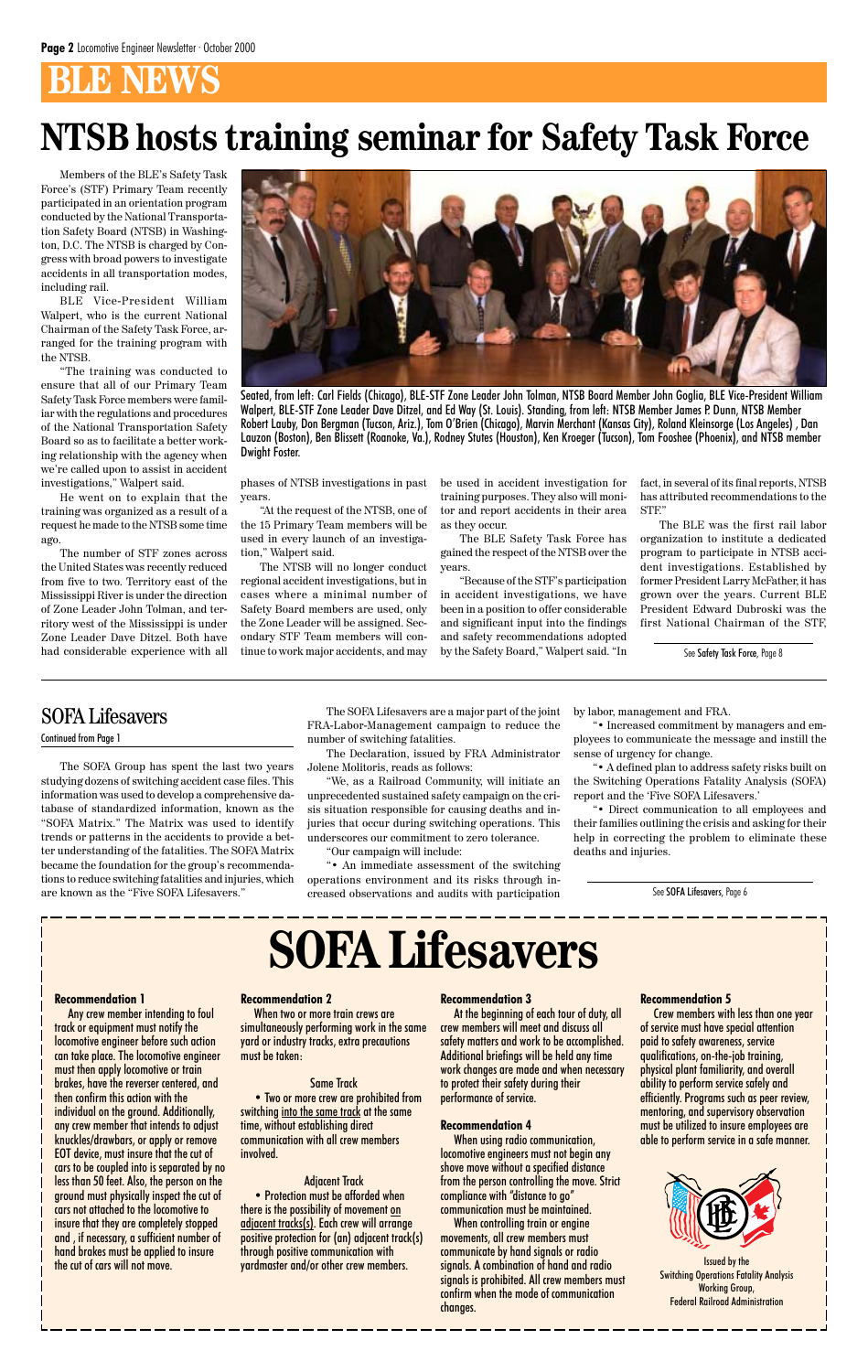# BLE NEWS

# NTSB hosts training seminar for Safety Task Force

Members of the BLE's Safety Task Force's (STF) Primary Team recently participated in an orientation program conducted by the National Transportation Safety Board (NTSB) in Washington, D.C. The NTSB is charged by Congress with broad powers to investigate accidents in all transportation modes, including rail.

BLE Vice-President William Walpert, who is the current National Chairman of the Safety Task Force, arranged for the training program with the NTSB.

"The training was conducted to ensure that all of our Primary Team Safety Task Force members were familiar with the regulations and procedures of the National Transportation Safety Board so as to facilitate a better working relationship with the agency when we're called upon to assist in accident investigations," Walpert said.

He went on to explain that the training was organized as a result of a request he made to the NTSB some time ago.

The number of STF zones across the United States was recently reduced from five to two. Territory east of the Mississippi River is under the direction of Zone Leader John Tolman, and territory west of the Mississippi is under Zone Leader Dave Ditzel. Both have had considerable experience with all phases of NTSB investigations in past years.

"At the request of the NTSB, one of the 15 Primary Team members will be used in every launch of an investigation," Walpert said.

The NTSB will no longer conduct regional accident investigations, but in cases where a minimal number of Safety Board members are used, only the Zone Leader will be assigned. Secondary STF Team members will continue to work major accidents, and may be used in accident investigation for training purposes. They also will monitor and report accidents in their area as they occur.

The BLE Safety Task Force has gained the respect of the NTSB over the years.

"Because of the STF's participation in accident investigations, we have been in a position to offer considerable and significant input into the findings and safety recommendations adopted by the Safety Board," Walpert said. "In fact, in several of its final reports, NTSB has attributed recommendations to the STF."

The BLE was the first rail labor organization to institute a dedicated program to participate in NTSB accident investigations. Established by former President Larry McFather, it has grown over the years. Current BLE President Edward Dubroski was the first National Chairman of the STF,

See Safety Task Force, Page 8

Seated, from left: Carl Fields (Chicago), BLE-STF Zone Leader John Tolman, NTSB Board Member John Goglia, BLE Vice-President William Walpert, BLE-STF Zone Leader Dave Ditzel, and Ed Way (St. Louis). Standing, from left: NTSB Member James P. Dunn, NTSB Member Robert Lauby, Don Bergman (Tucson, Ariz.), Tom O'Brien (Chicago), Marvin Merchant (Kansas City), Roland Kleinsorge (Los Angeles) , Dan Lauzon (Boston), Ben Blissett (Roanoke, Va.), Rodney Stutes (Houston), Ken Kroeger (Tucson), Tom Fooshee (Phoenix), and NTSB member Dwight Foster.

## SOFA Lifesavers

Continued from Page 1

The SOFA Group has spent the last two years studying dozens of switching accident case files. This information was used to develop a comprehensive database of standardized information, known as the "SOFA Matrix." The Matrix was used to identify trends or patterns in the accidents to provide a better understanding of the fatalities. The SOFA Matrix became the foundation for the group's recommendations to reduce switching fatalities and injuries, which are known as the "Five SOFA Lifesavers."

The SOFA Lifesavers are a major part of the joint FRA-Labor-Management campaign to reduce the number of switching fatalities.

The Declaration, issued by FRA Administrator Jolene Molitoris, reads as follows:

"We, as a Railroad Community, will initiate an unprecedented sustained safety campaign on the crisis situation responsible for causing deaths and injuries that occur during switching operations. This underscores our commitment to zero tolerance.

"Our campaign will include:

"• An immediate assessment of the switching operations environment and its risks through increased observations and audits with participation by labor, management and FRA.

"• Increased commitment by managers and employees to communicate the message and instill the sense of urgency for change.

"• A defined plan to address safety risks built on the Switching Operations Fatality Analysis (SOFA) report and the 'Five SOFA Lifesavers.'

"• Direct communication to all employees and their families outlining the crisis and asking for their help in correcting the problem to eliminate these deaths and injuries.

See SOFA Lifesavers, Page 6

# SOFA Lifesavers

**Recommendation 1**

Any crew member intending to foul track or equipment must notify the locomotive engineer before such action can take place. The locomotive engineer must then apply locomotive or train brakes, have the reverser centered, and then confirm this action with the individual on the ground. Additionally, any crew member that intends to adjust knuckles/drawbars, or apply or remove EOT device, must insure that the cut of cars to be coupled into is separated by no less than 50 feet. Also, the person on the ground must physically inspect the cut of cars not attached to the locomotive to insure that they are completely stopped and , if necessary, a sufficient number of hand brakes must be applied to insure the cut of cars will not move.

**Recommendation 2**

When two or more train crews are simultaneously performing work in the same yard or industry tracks, extra precautions must be taken:

Same Track

• Two or more crew are prohibited from switching <u>into the same track</u> at the same time, without establishing direct communication with all crew members involved.

Adjacent Track

• Protection must be afforded when there is the possibility of movement <u>on adjacent tracks(s)</u>. Each crew will arrange positive protection for (an) adjacent track(s) through positive communication with yardmaster and/or other crew members.

**Recommendation 3**

At the beginning of each tour of duty, all crew members will meet and discuss all safety matters and work to be accomplished. Additional briefings will be held any time work changes are made and when necessary to protect their safety during their performance of service.

**Recommendation 4**

When using radio communication, locomotive engineers must not begin any shove move without a specified distance from the person controlling the move. Strict compliance with "distance to go" communication must be maintained.

When controlling train or engine movements, all crew members must communicate by hand signals or radio signals. A combination of hand and radio signals is prohibited. All crew members must confirm when the mode of communication changes.

**Recommendation 5**

Crew members with less than one year of service must have special attention paid to safety awareness, service qualifications, on-the-job training, physical plant familiarity, and overall ability to perform service safely and efficiently. Programs such as peer review, mentoring, and supervisory observation must be utilized to insure employees are able to perform service in a safe manner.

Issued by the
Switching Operations Fatality Analysis
Working Group,
Federal Railroad Administration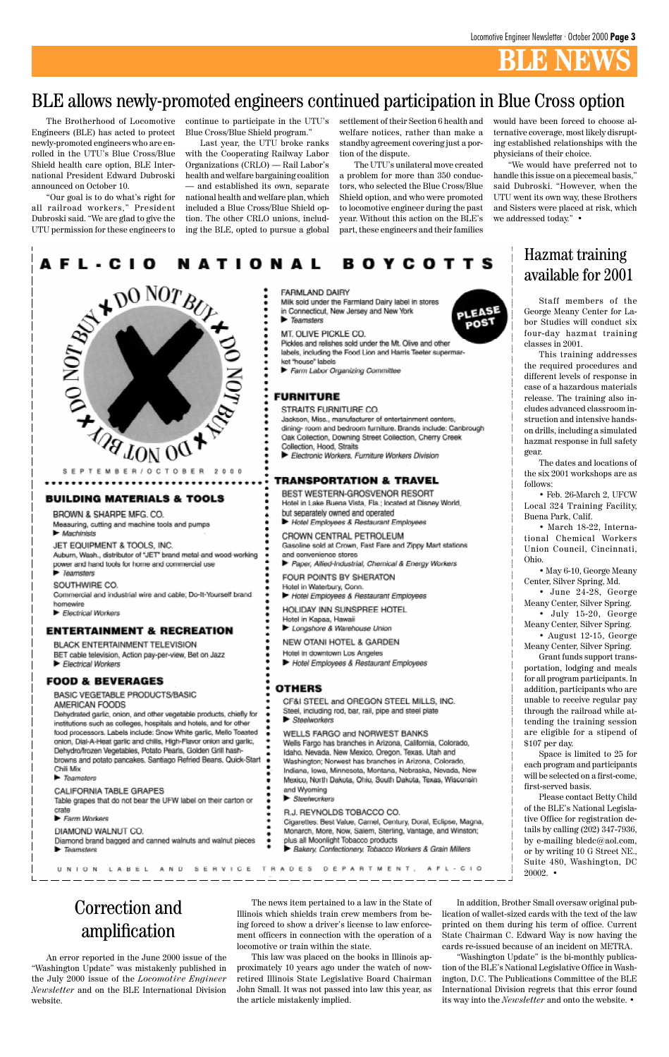# BLE NEWS

## BLE allows newly-promoted engineers continued participation in Blue Cross option

The Brotherhood of Locomotive Engineers (BLE) has acted to protect newly-promoted engineers who are enrolled in the UTU's Blue Cross/Blue Shield health care option, BLE International President Edward Dubroski announced on October 10.

"Our goal is to do what's right for all railroad workers," President Dubroski said. "We are glad to give the UTU permission for these engineers to continue to participate in the UTU's Blue Cross/Blue Shield program."

Last year, the UTU broke ranks with the Cooperating Railway Labor Organizations (CRLO) — Rail Labor's health and welfare bargaining coalition — and established its own, separate national health and welfare plan, which included a Blue Cross/Blue Shield option. The other CRLO unions, including the BLE, opted to pursue a global settlement of their Section 6 health and welfare notices, rather than make a standby agreement covering just a portion of the dispute.

The UTU's unilateral move created a problem for more than 350 conductors, who selected the Blue Cross/Blue Shield option, and who were promoted to locomotive engineer during the past year. Without this action on the BLE's part, these engineers and their families would have been forced to choose alternative coverage, most likely disrupting established relationships with the physicians of their choice.

"We would have preferred not to handle this issue on a piecemeal basis," said Dubroski. "However, when the UTU went its own way, these Brothers and Sisters were placed at risk, which we addressed today." •

## AFL-CIO NATIONAL BOYCOTTS

DO NOT BUY ✖ DO NOT BUY ✖ DO NOT BUY ✖ DO NOT BUY

SEPTEMBER/OCTOBER 2000

PLEASE POST

### BUILDING MATERIALS & TOOLS

BROWN & SHARPE MFG. CO.
Measuring, cutting and machine tools and pumps
▶ *Machinists*

JET EQUIPMENT & TOOLS, INC.
Auburn, Wash., distributor of "JET" brand metal-and wood-working power and hand tools for home and commercial use
▶ *Teamsters*

SOUTHWIRE CO.
Commercial and industrial wire and cable; Do-It-Yourself brand homewire
▶ *Electrical Workers*

### ENTERTAINMENT & RECREATION

BLACK ENTERTAINMENT TELEVISION
BET cable television, Action pay-per-view, Bet on Jazz
▶ *Electrical Workers*

### FOOD & BEVERAGES

BASIC VEGETABLE PRODUCTS/BASIC AMERICAN FOODS
Dehydrated garlic, onion, and other vegetable products, chiefly for institutions such as colleges, hospitals and hotels, and for other food processors. Labels include: Snow White garlic, Mello Toasted onion, Dial-A-Heat garlic and chilis, High-Flavor onion and garlic, Dehydro/frozen Vegetables, Potato Pearls, Golden Grill hash-browns and potato pancakes. Santiago Refried Beans. Quick-Start Chili Mix
▶ *Teamsters*

CALIFORNIA TABLE GRAPES
Table grapes that do not bear the UFW label on their carton or crate
▶ *Farm Workers*

DIAMOND WALNUT CO.
Diamond brand bagged and canned walnuts and walnut pieces
▶ *Teamsters*

FARMLAND DAIRY
Milk sold under the Farmland Dairy label in stores in Connecticut, New Jersey and New York
▶ *Teamsters*

MT. OLIVE PICKLE CO.
Pickles and relishes sold under the Mt. Olive and other labels, including the Food Lion and Harris Teeter supermarket "house" labels
▶ *Farm Labor Organizing Committee*

### FURNITURE

STRAITS FURNITURE CO.
Jackson, Miss., manufacturer of entertainment centers, dining- room and bedroom furniture. Brands include: Canbrough Oak Collection, Downing Street Collection, Cherry Creek Collection, Hood, Straits
▶ *Electronic Workers, Furniture Workers Division*

### TRANSPORTATION & TRAVEL

BEST WESTERN-GROSVENOR RESORT
Hotel in Lake Buena Vista, Fla.; located at Disney World, but separately owned and operated
▶ *Hotel Employees & Restaurant Employees*

CROWN CENTRAL PETROLEUM
Gasoline sold at Crown, Fast Fare and Zippy Mart stations and convenience stores
▶ *Paper, Allied-Industrial, Chemical & Energy Workers*

FOUR POINTS BY SHERATON
Hotel in Waterbury, Conn.
▶ *Hotel Employees & Restaurant Employees*

HOLIDAY INN SUNSPREE HOTEL
Hotel in Kapaa, Hawaii
▶ *Longshore & Warehouse Union*

NEW OTANI HOTEL & GARDEN
Hotel in downtown Los Angeles
▶ *Hotel Employees & Restaurant Employees*

### OTHERS

CF&I STEEL and OREGON STEEL MILLS, INC.
Steel, including rod, bar, rail, pipe and steel plate
▶ *Steelworkers*

WELLS FARGO and NORWEST BANKS
Wells Fargo has branches in Arizona, California, Colorado, Idaho, Nevada, New Mexico, Oregon, Texas, Utah and Washington; Norwest has branches in Arizona, Colorado, Indiana, Iowa, Minnesota, Montana, Nebraska, Nevada, New Mexico, North Dakota, Ohio, South Dakota, Texas, Wisconsin and Wyoming
▶ *Steelworkers*

R.J. REYNOLDS TOBACCO CO.
Cigarettes: Best Value, Camel, Century, Doral, Eclipse, Magna, Monarch, More, Now, Salem, Sterling, Vantage, and Winston; plus all Moonlight Tobacco products
▶ *Bakery, Confectionery, Tobacco Workers & Grain Millers*

UNION LABEL AND SERVICE TRADES DEPARTMENT, AFL-CIO

## Hazmat training available for 2001

Staff members of the George Meany Center for Labor Studies will conduct six four-day hazmat training classes in 2001.

This training addresses the required procedures and different levels of response in case of a hazardous materials release. The training also includes advanced classroom instruction and intensive hands-on drills, including a simulated hazmat response in full safety gear.

The dates and locations of the six 2001 workshops are as follows:

• Feb. 26-March 2, UFCW Local 324 Training Facility, Buena Park, Calif.

• March 18-22, International Chemical Workers Union Council, Cincinnati, Ohio.

• May 6-10, George Meany Center, Silver Spring, Md.

• June 24-28, George Meany Center, Silver Spring.

• July 15-20, George Meany Center, Silver Spring.

• August 12-15, George Meany Center, Silver Spring.

Grant funds support transportation, lodging and meals for all program participants. In addition, participants who are unable to receive regular pay through the railroad while attending the training session are eligible for a stipend of $107 per day.

Space is limited to 25 for each program and participants will be selected on a first-come, first-served basis.

Please contact Betty Child of the BLE's National Legislative Office for registration details by calling (202) 347-7936, by e-mailing bledc@aol.com, or by writing 10 G Street NE., Suite 480, Washington, DC 20002. •

## Correction and amplification

An error reported in the June 2000 issue of the "Washington Update" was mistakenly published in the July 2000 issue of the *Locomotive Engineer Newsletter* and on the BLE International Division website.

The news item pertained to a law in the State of Illinois which shields train crew members from being forced to show a driver's license to law enforcement officers in connection with the operation of a locomotive or train within the state.

This law was placed on the books in Illinois approximately 10 years ago under the watch of now-retired Illinois State Legislative Board Chairman John Small. It was not passed into law this year, as the article mistakenly implied.

In addition, Brother Small oversaw original publication of wallet-sized cards with the text of the law printed on them during his term of office. Current State Chairman C. Edward Way is now having the cards re-issued because of an incident on METRA.

"Washington Update" is the bi-monthly publication of the BLE's National Legislative Office in Washington, D.C. The Publications Committee of the BLE International Division regrets that this error found its way into the *Newsletter* and onto the website. •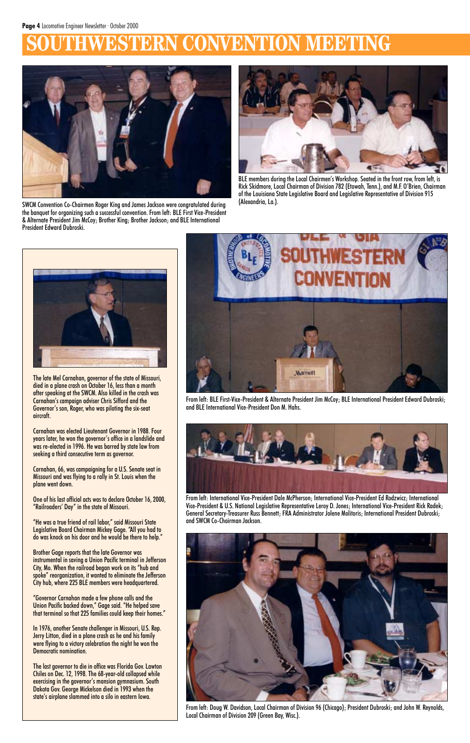# SOUTHWESTERN CONVENTION MEETING

SWCM Convention Co-Chairmen Roger King and James Jackson were congratulated during the banquet for organizing such a successful convention. From left: BLE First Vice-President & Alternate President Jim McCoy; Brother King; Brother Jackson; and BLE International President Edward Dubroski.

BLE members during the Local Chairmen's Workshop. Seated in the front row, from left, is Rick Skidmore, Local Chairman of Division 782 (Etowah, Tenn.), and M.F. O'Brien, Chairman of the Louisiana State Legislative Board and Legislative Representative of Division 915 (Alexandria, La.).

The late Mel Carnahan, governor of the state of Missouri, died in a plane crash on October 16, less than a month after speaking at the SWCM. Also killed in the crash was Carnahan's campaign adviser Chris Sifford and the Governor's son, Roger, who was piloting the six-seat aircraft.

Carnahan was elected Lieutenant Governor in 1988. Four years later, he won the governor's office in a landslide and was re-elected in 1996. He was barred by state law from seeking a third consecutive term as governor.

Carnahan, 66, was campaigning for a U.S. Senate seat in Missouri and was flying to a rally in St. Louis when the plane went down.

One of his last official acts was to declare October 16, 2000, "Railroaders' Day" in the state of Missouri.

"He was a true friend of rail labor," said Missouri State Legislative Board Chairman Mickey Gage. "All you had to do was knock on his door and he would be there to help."

Brother Gage reports that the late Governor was instrumental in saving a Union Pacific terminal in Jefferson City, Mo. When the railroad began work on its "hub and spoke" reorganization, it wanted to eliminate the Jefferson City hub, where 225 BLE members were headquartered.

"Governor Carnahan made a few phone calls and the Union Pacific backed down," Gage said. "He helped save that terminal so that 225 families could keep their homes."

In 1976, another Senate challenger in Missouri, U.S. Rep. Jerry Litton, died in a plane crash as he and his family were flying to a victory celebration the night he won the Democratic nomination.

The last governor to die in office was Florida Gov. Lawton Chiles on Dec. 12, 1998. The 68-year-old collapsed while exercising in the governor's mansion gymnasium. South Dakota Gov. George Mickelson died in 1993 when the state's airplane slammed into a silo in eastern Iowa.

From left: BLE First-Vice-President & Alternate President Jim McCoy; BLE International President Edward Dubroski; and BLE International Vice-President Don M. Hahs.

From left: International Vice-President Dale McPherson; International Vice-President Ed Rodzwicz; International Vice-President & U.S. National Legislative Representative Leroy D. Jones; International Vice-President Rick Radek; General Secretary-Treasurer Russ Bennett; FRA Administrator Jolene Molitoris; International President Dubroski; and SWCM Co-Chairman Jackson.

From left: Doug W. Davidson, Local Chairman of Division 96 (Chicago); President Dubroski; and John W. Reynolds, Local Chairman of Division 209 (Green Bay, Wisc.).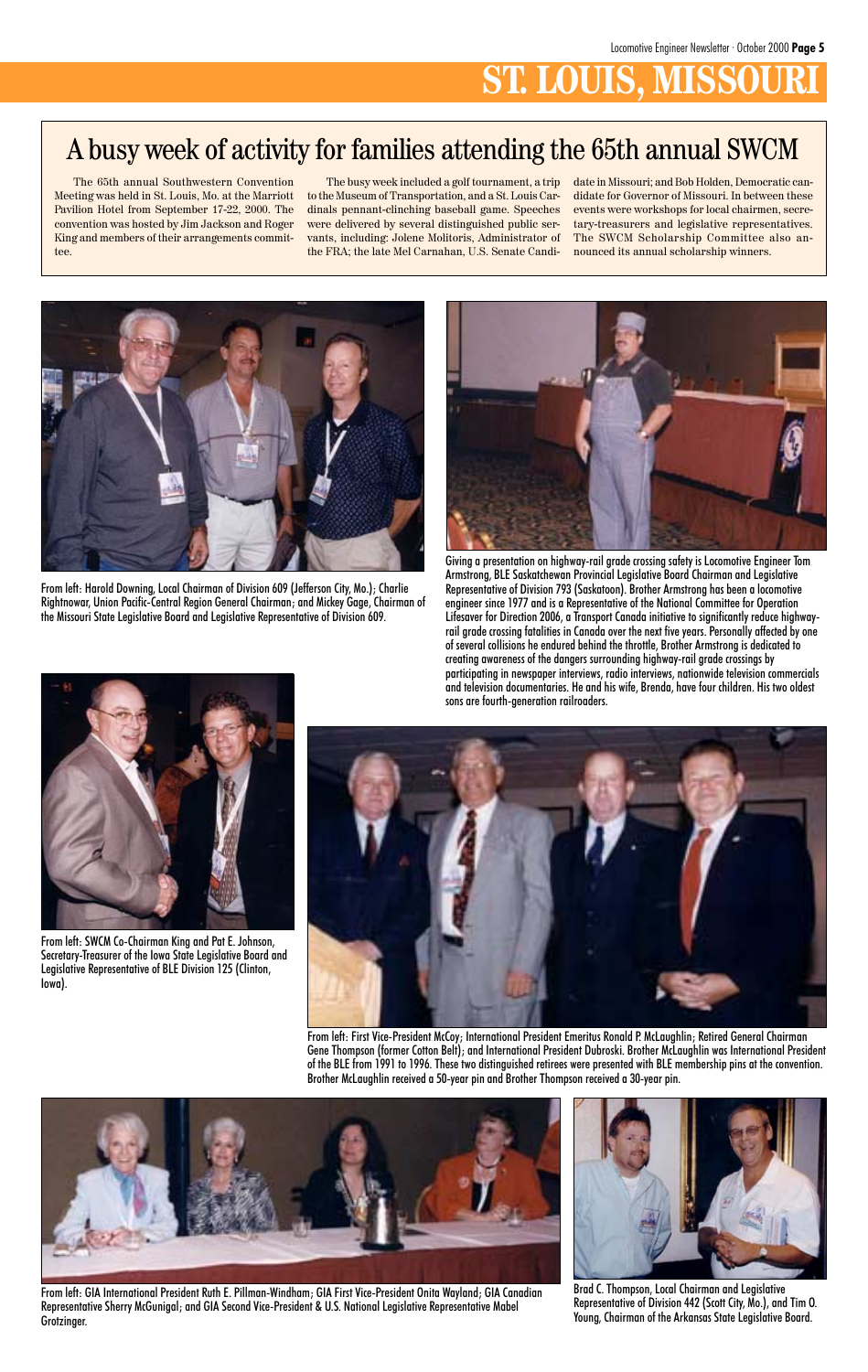# ST. LOUIS, MISSOURI

## A busy week of activity for families attending the 65th annual SWCM

The 65th annual Southwestern Convention Meeting was held in St. Louis, Mo. at the Marriott Pavilion Hotel from September 17-22, 2000. The convention was hosted by Jim Jackson and Roger King and members of their arrangements committee.

The busy week included a golf tournament, a trip to the Museum of Transportation, and a St. Louis Cardinals pennant-clinching baseball game. Speeches were delivered by several distinguished public servants, including: Jolene Molitoris, Administrator of the FRA; the late Mel Carnahan, U.S. Senate Candidate in Missouri; and Bob Holden, Democratic candidate for Governor of Missouri. In between these events were workshops for local chairmen, secretary-treasurers and legislative representatives. The SWCM Scholarship Committee also announced its annual scholarship winners.

From left: Harold Downing, Local Chairman of Division 609 (Jefferson City, Mo.); Charlie Rightnowar, Union Pacific-Central Region General Chairman; and Mickey Gage, Chairman of the Missouri State Legislative Board and Legislative Representative of Division 609.

Giving a presentation on highway-rail grade crossing safety is Locomotive Engineer Tom Armstrong, BLE Saskatchewan Provincial Legislative Board Chairman and Legislative Representative of Division 793 (Saskatoon). Brother Armstrong has been a locomotive engineer since 1977 and is a Representative of the National Committee for Operation Lifesaver for Direction 2006, a Transport Canada initiative to significantly reduce highway-rail grade crossing fatalities in Canada over the next five years. Personally affected by one of several collisions he endured behind the throttle, Brother Armstrong is dedicated to creating awareness of the dangers surrounding highway-rail grade crossings by participating in newspaper interviews, radio interviews, nationwide television commercials and television documentaries. He and his wife, Brenda, have four children. His two oldest sons are fourth-generation railroaders.

From left: SWCM Co-Chairman King and Pat E. Johnson, Secretary-Treasurer of the Iowa State Legislative Board and Legislative Representative of BLE Division 125 (Clinton, Iowa).

From left: First Vice-President McCoy; International President Emeritus Ronald P. McLaughlin; Retired General Chairman Gene Thompson (former Cotton Belt); and International President Dubroski. Brother McLaughlin was International President of the BLE from 1991 to 1996. These two distinguished retirees were presented with BLE membership pins at the convention. Brother McLaughlin received a 50-year pin and Brother Thompson received a 30-year pin.

From left: GIA International President Ruth E. Pillman-Windham; GIA First Vice-President Onita Wayland; GIA Canadian Representative Sherry McGunigal; and GIA Second Vice-President & U.S. National Legislative Representative Mabel Grotzinger.

Brad C. Thompson, Local Chairman and Legislative Representative of Division 442 (Scott City, Mo.), and Tim O. Young, Chairman of the Arkansas State Legislative Board.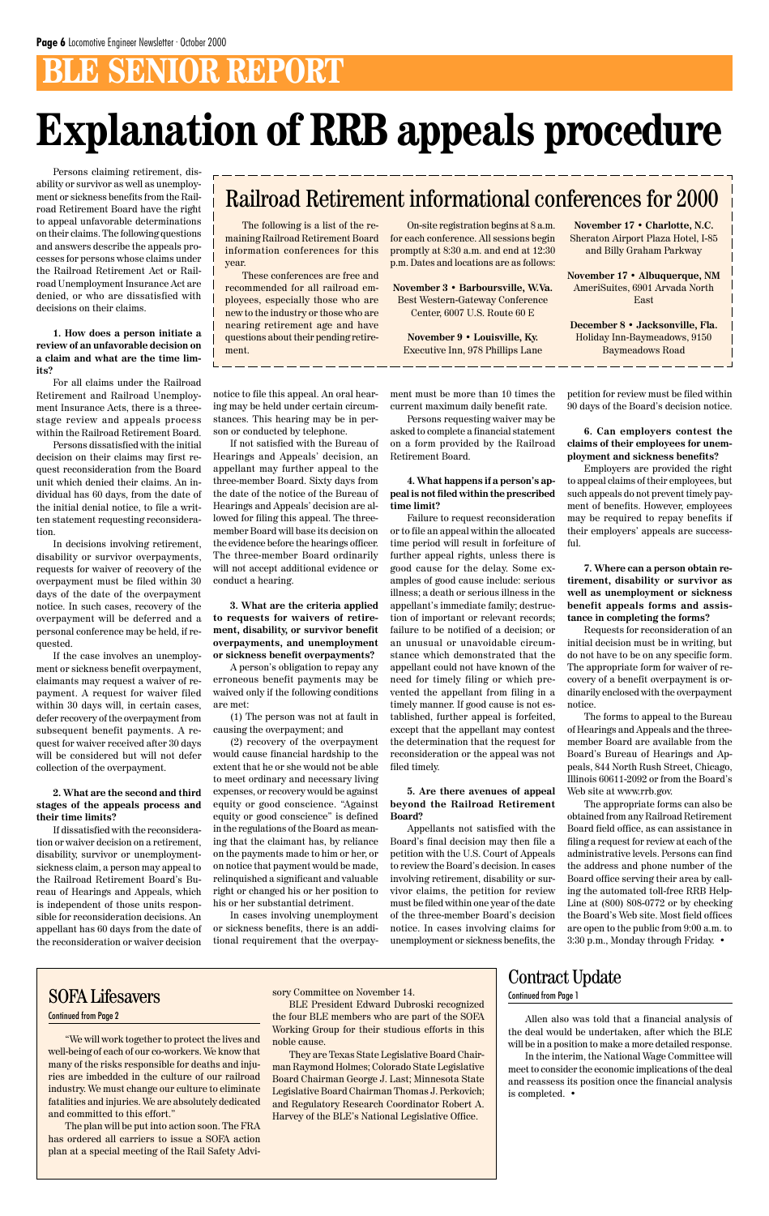# BLE SENIOR REPORT

# Explanation of RRB appeals procedure

Persons claiming retirement, disability or survivor as well as unemployment or sickness benefits from the Railroad Retirement Board have the right to appeal unfavorable determinations on their claims. The following questions and answers describe the appeals processes for persons whose claims under the Railroad Retirement Act or Railroad Unemployment Insurance Act are denied, or who are dissatisfied with decisions on their claims.

**1. How does a person initiate a review of an unfavorable decision on a claim and what are the time limits?**

For all claims under the Railroad Retirement and Railroad Unemployment Insurance Acts, there is a three-stage review and appeals process within the Railroad Retirement Board.

Persons dissatisfied with the initial decision on their claims may first request reconsideration from the Board unit which denied their claims. An individual has 60 days, from the date of the initial denial notice, to file a written statement requesting reconsideration.

In decisions involving retirement, disability or survivor overpayments, requests for waiver of recovery of the overpayment must be filed within 30 days of the date of the overpayment notice. In such cases, recovery of the overpayment will be deferred and a personal conference may be held, if requested.

If the case involves an unemployment or sickness benefit overpayment, claimants may request a waiver of repayment. A request for waiver filed within 30 days will, in certain cases, defer recovery of the overpayment from subsequent benefit payments. A request for waiver received after 30 days will be considered but will not defer collection of the overpayment.

**2. What are the second and third stages of the appeals process and their time limits?**

If dissatisfied with the reconsideration or waiver decision on a retirement, disability, survivor or unemployment-sickness claim, a person may appeal to the Railroad Retirement Board's Bureau of Hearings and Appeals, which is independent of those units responsible for reconsideration decisions. An appellant has 60 days from the date of the reconsideration or waiver decision notice to file this appeal. An oral hearing may be held under certain circumstances. This hearing may be in person or conducted by telephone.

If not satisfied with the Bureau of Hearings and Appeals' decision, an appellant may further appeal to the three-member Board. Sixty days from the date of the notice of the Bureau of Hearings and Appeals' decision are allowed for filing this appeal. The three-member Board will base its decision on the evidence before the hearings officer. The three-member Board ordinarily will not accept additional evidence or conduct a hearing.

**3. What are the criteria applied to requests for waivers of retirement, disability, or survivor benefit overpayments, and unemployment or sickness benefit overpayments?**

A person's obligation to repay any erroneous benefit payments may be waived only if the following conditions are met:

(1) The person was not at fault in causing the overpayment; and

(2) recovery of the overpayment would cause financial hardship to the extent that he or she would not be able to meet ordinary and necessary living expenses, or recovery would be against equity or good conscience. "Against equity or good conscience" is defined in the regulations of the Board as meaning that the claimant has, by reliance on the payments made to him or her, or on notice that payment would be made, relinquished a significant and valuable right or changed his or her position to his or her substantial detriment.

In cases involving unemployment or sickness benefits, there is an additional requirement that the overpayment must be more than 10 times the current maximum daily benefit rate.

Persons requesting waiver may be asked to complete a financial statement on a form provided by the Railroad Retirement Board.

**4. What happens if a person's appeal is not filed within the prescribed time limit?**

Failure to request reconsideration or to file an appeal within the allocated time period will result in forfeiture of further appeal rights, unless there is good cause for the delay. Some examples of good cause include: serious illness; a death or serious illness in the appellant's immediate family; destruction of important or relevant records; failure to be notified of a decision; or an unusual or unavoidable circumstance which demonstrated that the appellant could not have known of the need for timely filing or which prevented the appellant from filing in a timely manner. If good cause is not established, further appeal is forfeited, except that the appellant may contest the determination that the request for reconsideration or the appeal was not filed timely.

**5. Are there avenues of appeal beyond the Railroad Retirement Board?**

Appellants not satisfied with the Board's final decision may then file a petition with the U.S. Court of Appeals to review the Board's decision. In cases involving retirement, disability or survivor claims, the petition for review must be filed within one year of the date of the three-member Board's decision notice. In cases involving claims for unemployment or sickness benefits, the petition for review must be filed within 90 days of the Board's decision notice.

**6. Can employers contest the claims of their employees for unemployment and sickness benefits?**

Employers are provided the right to appeal claims of their employees, but such appeals do not prevent timely payment of benefits. However, employees may be required to repay benefits if their employers' appeals are successful.

**7. Where can a person obtain retirement, disability or survivor as well as unemployment or sickness benefit appeals forms and assistance in completing the forms?**

Requests for reconsideration of an initial decision must be in writing, but do not have to be on any specific form. The appropriate form for waiver of recovery of a benefit overpayment is ordinarily enclosed with the overpayment notice.

The forms to appeal to the Bureau of Hearings and Appeals and the three-member Board are available from the Board's Bureau of Hearings and Appeals, 844 North Rush Street, Chicago, Illinois 60611-2092 or from the Board's Web site at www.rrb.gov.

The appropriate forms can also be obtained from any Railroad Retirement Board field office, as can assistance in filing a request for review at each of the administrative levels. Persons can find the address and phone number of the Board office serving their area by calling the automated toll-free RRB Help-Line at (800) 808-0772 or by checking the Board's Web site. Most field offices are open to the public from 9:00 a.m. to 3:30 p.m., Monday through Friday. •

## Railroad Retirement informational conferences for 2000

The following is a list of the remaining Railroad Retirement Board information conferences for this year.

These conferences are free and recommended for all railroad employees, especially those who are new to the industry or those who are nearing retirement age and have questions about their pending retirement.

On-site registration begins at 8 a.m. for each conference. All sessions begin promptly at 8:30 a.m. and end at 12:30 p.m. Dates and locations are as follows:

**November 3 • Barboursville, W.Va.**
Best Western-Gateway Conference Center, 6007 U.S. Route 60 E

**November 9 • Louisville, Ky.**
Executive Inn, 978 Phillips Lane

**November 17 • Charlotte, N.C.**
Sheraton Airport Plaza Hotel, I-85 and Billy Graham Parkway

**November 17 • Albuquerque, NM**
AmeriSuites, 6901 Arvada North East

**December 8 • Jacksonville, Fla.**
Holiday Inn-Baymeadows, 9150 Baymeadows Road

## SOFA Lifesavers

Continued from Page 2

"We will work together to protect the lives and well-being of each of our co-workers. We know that many of the risks responsible for deaths and injuries are imbedded in the culture of our railroad industry. We must change our culture to eliminate fatalities and injuries. We are absolutely dedicated and committed to this effort."

The plan will be put into action soon. The FRA has ordered all carriers to issue a SOFA action plan at a special meeting of the Rail Safety Advisory Committee on November 14.

BLE President Edward Dubroski recognized the four BLE members who are part of the SOFA Working Group for their studious efforts in this noble cause.

They are Texas State Legislative Board Chairman Raymond Holmes; Colorado State Legislative Board Chairman George J. Last; Minnesota State Legislative Board Chairman Thomas J. Perkovich; and Regulatory Research Coordinator Robert A. Harvey of the BLE's National Legislative Office.

## Contract Update

Continued from Page 1

Allen also was told that a financial analysis of the deal would be undertaken, after which the BLE will be in a position to make a more detailed response.

In the interim, the National Wage Committee will meet to consider the economic implications of the deal and reassess its position once the financial analysis is completed. •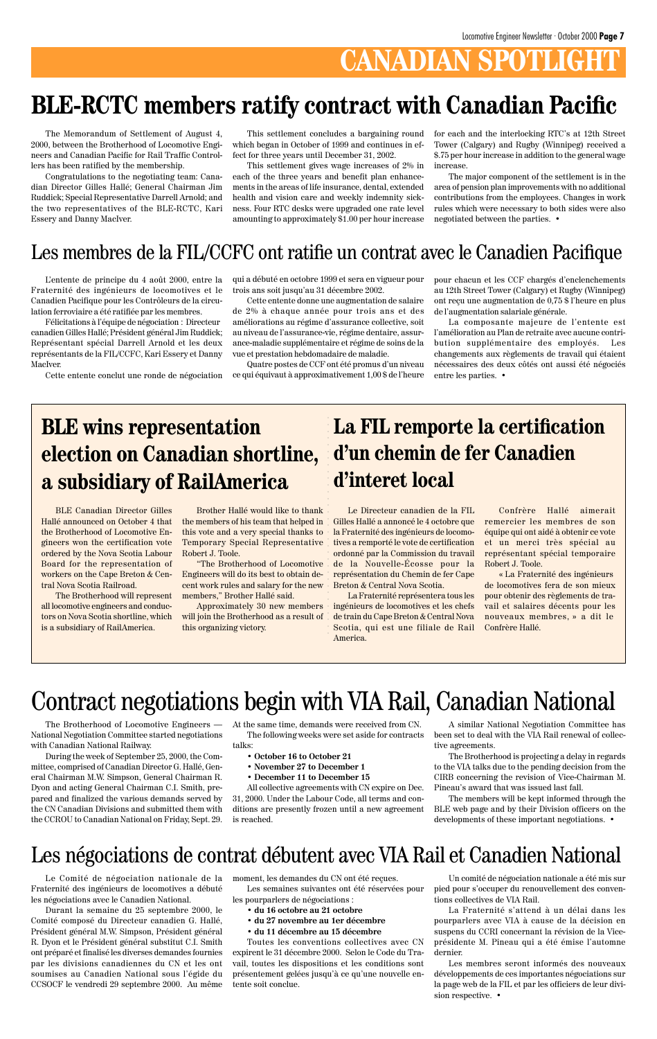# CANADIAN SPOTLIGHT

## BLE-RCTC members ratify contract with Canadian Pacific

The Memorandum of Settlement of August 4, 2000, between the Brotherhood of Locomotive Engineers and Canadian Pacific for Rail Traffic Controllers has been ratified by the membership.

Congratulations to the negotiating team: Canadian Director Gilles Hallé; General Chairman Jim Ruddick; Special Representative Darrell Arnold; and the two representatives of the BLE-RCTC, Kari Essery and Danny MacIver.

This settlement concludes a bargaining round which began in October of 1999 and continues in effect for three years until December 31, 2002.

This settlement gives wage increases of 2% in each of the three years and benefit plan enhancements in the areas of life insurance, dental, extended health and vision care and weekly indemnity sickness. Four RTC desks were upgraded one rate level amounting to approximately $1.00 per hour increase for each and the interlocking RTC's at 12th Street Tower (Calgary) and Rugby (Winnipeg) received a $.75 per hour increase in addition to the general wage increase.

The major component of the settlement is in the area of pension plan improvements with no additional contributions from the employees. Changes in work rules which were necessary to both sides were also negotiated between the parties. •

## Les membres de la FIL/CCFC ont ratifie un contrat avec le Canadien Pacifique

L'entente de principe du 4 août 2000, entre la Fraternité des ingénieurs de locomotives et le Canadien Pacifique pour les Contrôleurs de la circulation ferroviaire a été ratifiée par les membres.

Félicitations à l'équipe de négociation : Directeur canadien Gilles Hallé; Président général Jim Ruddick; Représentant spécial Darrell Arnold et les deux représentants de la FIL/CCFC, Kari Essery et Danny MacIver.

Cette entente conclut une ronde de négociation qui a débuté en octobre 1999 et sera en vigueur pour trois ans soit jusqu'au 31 décembre 2002.

Cette entente donne une augmentation de salaire de 2% à chaque année pour trois ans et des améliorations au régime d'assurance collective, soit au niveau de l'assurance-vie, régime dentaire, assurance-maladie supplémentaire et régime de soins de la vue et prestation hebdomadaire de maladie.

Quatre postes de CCF ont été promus d'un niveau ce qui équivaut à approximativement 1,00 $ de l'heure pour chacun et les CCF chargés d'enclenchements au 12th Street Tower (Calgary) et Rugby (Winnipeg) ont reçu une augmentation de 0,75 $ l'heure en plus de l'augmentation salariale générale.

La composante majeure de l'entente est l'amélioration au Plan de retraite avec aucune contribution supplémentaire des employés. Les changements aux règlements de travail qui étaient nécessaires des deux côtés ont aussi été négociés entre les parties. •

## BLE wins representation election on Canadian shortline, a subsidiary of RailAmerica

BLE Canadian Director Gilles Hallé announced on October 4 that the Brotherhood of Locomotive Engineers won the certification vote ordered by the Nova Scotia Labour Board for the representation of workers on the Cape Breton & Central Nova Scotia Railroad.

The Brotherhood will represent all locomotive engineers and conductors on Nova Scotia shortline, which is a subsidiary of RailAmerica.

Brother Hallé would like to thank the members of his team that helped in this vote and a very special thanks to Temporary Special Representative Robert J. Toole.

"The Brotherhood of Locomotive Engineers will do its best to obtain decent work rules and salary for the new members," Brother Hallé said.

Approximately 30 new members will join the Brotherhood as a result of this organizing victory.

## La FIL remporte la certification d'un chemin de fer Canadien d'interet local

Le Directeur canadien de la FIL Gilles Hallé a annoncé le 4 octobre que la Fraternité des ingénieurs de locomotives a remporté le vote de certification ordonné par la Commission du travail de la Nouvelle-Écosse pour la représentation du Chemin de fer Cape Breton & Central Nova Scotia.

La Fraternité représentera tous les ingénieurs de locomotives et les chefs de train du Cape Breton & Central Nova Scotia, qui est une filiale de Rail America.

Confrère Hallé aimerait remercier les membres de son équipe qui ont aidé à obtenir ce vote et un merci très spécial au représentant spécial temporaire Robert J. Toole.

« La Fraternité des ingénieurs de locomotives fera de son mieux pour obtenir des règlements de travail et salaires décents pour les nouveaux membres, » a dit le Confrère Hallé.

## Contract negotiations begin with VIA Rail, Canadian National

The Brotherhood of Locomotive Engineers — National Negotiation Committee started negotiations with Canadian National Railway.

During the week of September 25, 2000, the Committee, comprised of Canadian Director G. Hallé, General Chairman M.W. Simpson, General Chairman R. Dyon and acting General Chairman C.I. Smith, prepared and finalized the various demands served by the CN Canadian Divisions and submitted them with the CCROU to Canadian National on Friday, Sept. 29. At the same time, demands were received from CN.

The following weeks were set aside for contracts talks:

- **October 16 to October 21**
- **November 27 to December 1**
- **December 11 to December 15**

All collective agreements with CN expire on Dec. 31, 2000. Under the Labour Code, all terms and conditions are presently frozen until a new agreement is reached.

A similar National Negotiation Committee has been set to deal with the VIA Rail renewal of collective agreements.

The Brotherhood is projecting a delay in regards to the VIA talks due to the pending decision from the CIRB concerning the revision of Vice-Chairman M. Pineau's award that was issued last fall.

The members will be kept informed through the BLE web page and by their Division officers on the developments of these important negotiations. •

## Les négociations de contrat débutent avec VIA Rail et Canadien National

Le Comité de négociation nationale de la Fraternité des ingénieurs de locomotives a débuté les négociations avec le Canadien National.

Durant la semaine du 25 septembre 2000, le Comité composé du Directeur canadien G. Hallé, Président général M.W. Simpson, Président général R. Dyon et le Président général substitut C.I. Smith ont préparé et finalisé les diverses demandes fournies par les divisions canadiennes du CN et les ont soumises au Canadien National sous l'égide du CCSOCF le vendredi 29 septembre 2000. Au même moment, les demandes du CN ont été reçues.

Les semaines suivantes ont été réservées pour les pourparlers de négociations :

- **du 16 octobre au 21 octobre**
- **du 27 novembre au 1er décembre**
- **du 11 décembre au 15 décembre**

Toutes les conventions collectives avec CN expirent le 31 décembre 2000. Selon le Code du Travail, toutes les dispositions et les conditions sont présentement gelées jusqu'à ce qu'une nouvelle entente soit conclue.

Un comité de négociation nationale a été mis sur pied pour s'occuper du renouvellement des conventions collectives de VIA Rail.

La Fraternité s'attend à un délai dans les pourparlers avec VIA à cause de la décision en suspens du CCRI concernant la révision de la Vice-présidente M. Pineau qui a été émise l'automne dernier.

Les membres seront informés des nouveaux développements de ces importantes négociations sur la page web de la FIL et par les officiers de leur division respective. •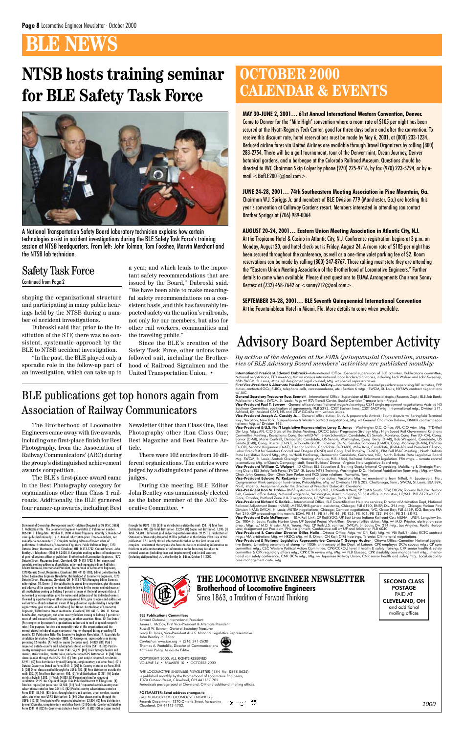# BLE NEWS

# NTSB hosts training seminar for BLE Safety Task Force

A National Transportation Safety Board laboratory technician explains how certain technologies assist in accident investigations during the BLE Safety Task Force's training session at NTSB headquarters. From left: John Tolman, Tom Fooshee, Marvin Merchant and the NTSB lab technician.

## Safety Task Force

Continued from Page 2

shaping the organizational structure and participating in many public hearings held by the NTSB during a number of accident investigations.

Dubroski said that prior to the institution of the STF, there was no consistent, systematic approach by the BLE to NTSB accident investigation.

"In the past, the BLE played only a sporadic role in the follow-up part of an investigation, which can take up to a year, and which leads to the important safety recommendations that are issued by the Board," Dubroski said. "We have been able to make meaningful safety recommendations on a consistent basis, and this has favorably impacted safety on the nation's railroads, not only for our members, but also for other rail workers, communities and the traveling public."

Since the BLE's creation of the Safety Task Force, other unions have followed suit, including the Brotherhood of Railroad Signalmen and the United Transportation Union. •

## BLE publications get top honors again from Association of Railway Communicators

The Brotherhood of Locomotive Engineers came away with five awards, including one first-place finish for Best Photography, from the Association of Railway Communicators' (ARC) during the group's distinguished achievement awards competition.

The BLE's first-place award came in the Best Photography category for organizations other than Class 1 railroads. Additionally, the BLE garnered four runner-up awards, including: Best Newsletter Other than Class One, Best Photography other than Class One; Best Magazine and Best Feature Article.

There were 102 entries from 10 different organizations. The entries were judged by a distinguished panel of three judges.

During the meeting, BLE Editor John Bentley was unanimously elected as the labor member of the ARC Executive Committee. •

Statement of Ownership, Management and Circulation (Required by 39 U.S.C. 3685) 1. Publication title: The Locomotive Engineer Newsletter. 2. Publication number: 002-244. 3. Filing date: October 11, 2000. 4. Issue frequency: Monthly 5. Number of issues published annually: 12. 6. Annual subscription price: Free to members; not available to non-members. 7. Complete mailing address of known office of publication: Brotherhood of Locomotive Engineers; Public Relations Dept., 1370 Ontario Street, Mezzanine Level, Cleveland, OH 44113-1702. Contact Person: John Bentley Jr. Telephone: (216) 241-2630. 8. Complete mailing address of headquarters of general business offices of publisher: Brotherhood of Locomotive Engineers, 1370 Ontario Street, Mezzanine Level, Cleveland, OH 44113-1702. 9. Full names and complete mailing addresses of publisher, editor and managing editor: Publisher, Edward Dubroski, International President, Brotherhood of Locomotive Engineers, 1370 Ontario Street, Mezzanine, Cleveland, OH 44113-1702; Editor, John Bentley Jr., Editor, Locomotive Engineer Newsletter, Brotherhood of Locomotive Engineers, 1370 Ontario Street, Mezzanine, Cleveland, OH 44113-1702; Managing Editor, Same as editor above. 10. Owner (If the publication is owned by a corporation, give the name and address of the corporation immediately followed by the names and addresses of all stockholders owning or holding 1 percent or more of the total amount of stock. If not owned by a corporation, give the names and addresses of the individual owners. If owned by a partnership or other unincorporated firm, give its name and address as well as those of each individual owner. If the publication is published by a nonprofit organization, give its name and address.) Full Name: Brotherhood of Locomotive Engineers, 1370 Ontario Street, Mezzanine, Cleveland, OH 44113-1702. 11. Known bondholders, mortgagees, and other security holders owning or holding 1 percent or more of total amount of bonds, mortgages, or other securities: None. 12. Tax Status (For completion by nonprofit organizations authorized to mail at special nonprofit rates). The purpose, function and nonprofit status of this organization and the exempt status for federal income purposes: Has not changed during preceding 12 months. 13. Publication Title: The Locomotive Engineer Newsletter. 14. Issue date for circulation data below: September 2000. 15. Average no. copies each issue during preceding 12 months: (A) Total no. copies (net press run): 54,833. (B1) Paid / requested outside-country mail subscriptions stated on form 3541: 52,221. (B3) Sales through dealers and carriers, street vendors, counter sales, and other non-USPS distribution: 0. (B4) Other classes mailed through the USPS: 710. (C) Total paid and/or requested circulation: 52,931. (D) Free distribution by mail (Samples, complimentary, and other free): (D1) Outside-Country as Stated on Form 3541: 0. (D2) In-Country as stated on Form 3541: 0. (D3) Other classes mailed through the USPS: 150. (E) Free distribution outside the mail: 250. (F) Total free distribution: 400. (G) Total distribution: 53,331. (H) Copies not distributed: 1,502. (I) Total: 54,833. (J) Percent paid and/or requested circulation: 99.25 %. No. Copies of Single Issue Published Nearest to Filing Date: (A) Total no. copies (net press run): 54,500. (B1) Paid / requested outside-country mail subscriptions stated on form 3541: 0. (B2) Paid in-country subscriptions stated on Form 3541: 52,144. (B3) Sales through dealers and carriers, street vendors, counter sales, and other non-USPS distribution: 0. (B4) Other classes mailed through the USPS: 710. (C) Total paid and/or requested circulation: 52,854. (D) Free distribution by mail (Samples, complimentary, and other free): (D1) Outside-Country as Stated on Form 3541: 0. (D2) In-Country as stated on Form 3541: 0. (D3) Other classes mailed through the USPS: 150. (E) Free distribution outside the mail: 250. (F) Total free distribution: 400. (G) Total distribution: 53,254. (H) Copies not distributed: 1,246. (I) Total: 54,500. (J) Percent paid and/or requested circulation: 99.25. 16. Publication of Statement of Ownership Required. Will be published in the October 2000 issue of this publication. 17. I certify that all information furnished on this form is true and complete. I understand that anyone who furnishes false or misleading information on this form or who omits material or information on the form may be subject to criminal sanctions (including fines and imprisonment) and/or civil sanctions (including civil penalties). /s/ John Bentley Jr., Editor, October 11, 2000.

# OCTOBER 2000 CALENDAR & EVENTS

**MAY 30-JUNE 2, 2001… 61st Annual International Western Convention, Denver.**
Come to Denver for the "Mile High" convention where a room rate of $105 per night has been secured at the Hyatt-Regency Tech Center, good for three days before and after the convention. To receive this discount rate, hotel reservations must be made by May 6, 2001, at (800) 233-1234. Reduced airline fares via United Airlines are available through Travel Organizers by calling (800) 283-2754. There will be a golf tournament, tour of the Denver mint, Ocean Journey, Denver botanical gardens, and a barbeque at the Colorado Railroad Museum. Questions should be directed to IWC Chairman Skip Colyer by phone (970) 225-9716, by fax (970) 223-5794, or by e-mail <BofLE2001@aol.com>.

**JUNE 24-28, 2001… 74th Southeastern Meeting Association in Pine Mountain, Ga.**
Chairman W.J. Spriggs Jr. and members of BLE Division 779 (Manchester, Ga.) are hosting this year's convention at Calloway Gardens resort. Members interested in attending can contact Brother Spriggs at (706) 989-0064.

**AUGUST 20-24, 2001… Eastern Union Meeting Association in Atlantic City, N.J.**
At the Tropicana Hotel & Casino in Atlantic City, N.J. Conference registration begins at 3 p.m. on Monday, August 20, and hotel check-out is Friday, August 24. A room rate of $105 per night has been secured throughout the conference, as well as a one-time valet parking fee of $2. Room reservations can be made by calling (800) 247-8767. Those calling must state they are attending the "Eastern Union Meeting Association of the Brotherhood of Locomotive Engineers." Further details to come when available. Please direct questions to EUMA Arrangements Chairman Sonny Kertesz at (732) 458-7642 or <sonny912@aol.com>.

**SEPTEMBER 24-28, 2001… BLE Seventh Quinquennial International Convention**
At the Fountainbleau Hotel in Miami, Fla. More details to come when available.

# Advisory Board September Activity

*By action of the delegates at the Fifth Quinquennial Convention, summaries of BLE Advisory Board members' activities are published monthly:*

**International President Edward Dubroski**—International Office: General supervision of BLE activities; Publications committee; National negotiations; TTD meeting, Met w/ various international labor leaders/dignitaries, including Lech Walesa and John Sweeney; 65th SWCM, St. Louis; Mtgs. w/ designated legal counsel, Mtg. w/ special representatives.

**First Vice-President & Alternate President James L. McCoy**—International Office. Assisted president supervising BLE activities; FVP duties, contacted GCs, SLBCs, telephone calls, correspondence, etc.; Section 6 mtgs.; SWCM, St. Louis; NYS&W contract negotiations w/ JAC.

**General Secretary-Treasurer Russ Bennett**—International Office: Supervision of BLE Financial depts.; Records Dept.; BLE Job Bank; Publications Cmte.; SWCM, St. Louis; Mtgs w/ RTA Transit Center, Euclid Corridor Transportation Project.

**Vice-President Paul T. Sorrow**—General office duties; National wage/rules mtgs.; CSXT single agreement negotiations; Assisted NS Southern Committee, codification of agreements; PLB 5392, CSXT Eastern lines; CSXT-SACP mtg.; Informational mtg., Division 271, Ashland, Ky.; Assisted CSXT, NS and GTW GCofAs with various issues.

**Vice-President Joseph A. Cassidy Jr.**— General office duties; Study & paperwork; Amtrak; Equity dispute w/ Springfield Terminal Rwy.; Vacation; New York, Susquehanna & Western contract negotiations; Mtg. w/ General Chairman Delano; DM&IR contract negotiations; Mtg. w/ Division 163.

**Vice-President & U.S. Nat'l Legislative Representative Leroy D. Jones**—Washington D.C. Office; AFL-CIO Adm. Mtg. TTD/Rail Div. Leg. Mtg.; AFL-CIO State of the States Meeting.; DCCC Labor Progressive Strategy Mtg.; High Speed Rail Government Relations Committee Meeting.; Receptions: Cong. Barrett (D-WI); Brian Schweitzer, Candidate, US Senate, Montana, Cong. Farr (D- CA), Cong. Bonior (D-MI), Marie Cantrell, Democratic Candidate, US Senate, Washington, Cong. Berry (D-AR), Bob Weygand, Candidate, US Senate (D-RI); Cong. Pascrell (D-NJ), LaTourette (R-OH), Roemer (D-IN), Senator Sarbanes (D-MD), Cong. Moakley (D-MA), DeFazio (D-OR), Senator Bingaman (D-AZ), Eleanor Jordan, Candidate (D-03-KY), Mike Ross, Candidate, (D-04-AR) and President Clinton; Labor Breakfast for Senators Conrad and Dorgan (D-ND) and Cong. Earl Pomeroy (D-ND).; FRA Full RSAC Meeting.; North Dakota State Legislative Board Mtg.; Mtg. w/Heidi Heitkamp, Democratic Candidate, Governor, ND.; North Dakota State Legislative Board Mtg. SWCM, St. Louis; Amtrak Oversight Hearing; Mark-up, H.R. 4844, Railroad Retirement legislation; FRA mtgs. – remote control locomotives; Mtg. w/Gore's Campaign staff; Road Builders' Dinner; Virginia State Legislative Board mtg.

**Vice-President William C. Walpert**—ID Office; BLE Education & Training Dept.; Internal Organizing, Mobilizing & Strategic Planning Dept.; BLE Safety Task Force; SWCM, St. Louis; NTSB Training, Washington D.C.; National Mobilization Team mtg.; Mtg. w/ Gen. Chair John Koonce, Gen. Chair Sam Parker and KCS labor relations, Memphis, Tenn.

**Vice-President Edward W. Rodzwicz**— General office duties; Vacation; Mtg. w/ membership from TriRail, Ft. Lauderdale, Fla.; Congressman Klink campaign fund-raiser, Philadelphia; Mtg. w/ Divisions 198 & 202, Chattanooga, Tenn.; SWCM, St. Louis; SBA 894, NS-E, Imperial; Assignment under the direction of President Dubroski, Cleveland.

**Vice-President Don M. Hahs**— BNSF system including MRL, UP South & West, SP East & South, SSW, DLGW, Tacoma Belt, Pac Harbor Belt; General office duties; National wage/rule, Washington; Assist in closing SP East office in Houston; UP/St.L. PLB 6170 w/ G.C. Gore, Omaha; Portland Zone 2 & 3 negotiations, UP/SP merger, Reno, UP West.

**Vice-President Richard K. Radek**— International Office; BLE Decertification Helpline services; Director of Arbitration Dept; National Railroad Adjustment Board (NRAB); METRA/IHB general assistance, Chicago; PLB 6190, BNSF; Div. 394 mtg., Chicago; Various First Division NRAB, SWCM, St. Louis; METRA negotiations, Chicago; Contract negotiations, WC, Green Bay; PLB 5559, ICG, Boston; FRA Part 240.409 proceedings this month, EQAL 98-41, 98-84, 98-46, 98-125, 98-101, 98-122, 94-04, 98-31, 98-92.

**Vice-President Dale McPherson** — I&M Rail Link; CP Rail/SOO; UP East Lines; Indiana Railroad Co.; M&NA; LP&N, Longview Sw. Co. TRRA-St. Louis; Pacific Harbor Line; UP Special Project-Work/Rest; General office duties; Mtg. w/ M.D. Priester, arbitration case prep.; Mtgs. w/ M.D. Priester, M.A. Young; Mtg. CP Rail/U.S. contract; SWCM, St. Louis; Div. 214 mtg., Los Angeles, Pacific Harbor Line; Assignment per President; PHL assignment; Conference call w/ UP and Arbitrator, PLB 6040.

**Vice-President & Canadian Director Gilles Hallé**—Ottawa Office; Mtgs. w/ CN Rail; Mtg. w/ VIA Rail/Shields; RCTC contract mtgs.; VIA arbitration; Mtg. w/ HRDC; Mtg. w/ R. Dixon, CN Rail; CIRB hearings, Toronto; CN national negotiations.

**Vice-President & National Legislative Representative-Canada T. George Hucker**—Ottawa Office; Canadian National Legislative Board; Unveiling ceremony of stamp for 100th anniversary of the Dept. of Labour; CPR employee DCM caucus mtg.; CP core committee mtg.; CLC Western Political Action Committee; CPR/CCROU level II health & safety training; CPR senior health & safety committee & CPR regulatory affairs mtg.; CPR CTA review mtg; Mtg. w/ PLB Quebec; CPR disability case management mtg.; International rail safety conference; CNR DCM mtg.; Mtg. w/ Japanese Railway Union; CNR senior health and safety mtg.; Local disability case management cmte. mtg.

## THE LOCOMOTIVE ENGINEER NEWSLETTER
**Brotherhood of Locomotive Engineers**
Since 1863, a Tradition of Forward Thinking

**SECOND CLASS POSTAGE** PAID AT **CLEVELAND, OH** and additional mailing offices

**BLE Publications Committee:**
Edward Dubroski, International President
James L. McCoy, First Vice-President & Alternate President
Russell W. Bennett, General Secretary-Treasurer
Leroy D. Jones, Vice-President & U.S. National Legislative Representative
John Bentley Jr., Editor
*Contact us:* www.ble.org • (216) 241-2630
Thomas A. Pontolillo, Director of Communications
Kathleen Policy, Associate Editor

COPYRIGHT 2000, ALL RIGHTS RESERVED
*VOLUME 14 • NUMBER 10 • OCTOBER 2000*

*THE LOCOMOTIVE ENGINEER NEWSLETTER* (ISSN No. 0898-8625) is published monthly by the Brotherhood of Locomotive Engineers, 1370 Ontario Street, Cleveland, OH 44113-1702. Periodicals postage paid at Cleveland, OH and additional mailing offices.

**POSTMASTER: Send address changes to**
*BROTHERHOOD OF LOCOMOTIVE ENGINEERS*
Records Department, 1370 Ontario Street, Mezzanine
Cleveland, OH 44113-1702.

1000